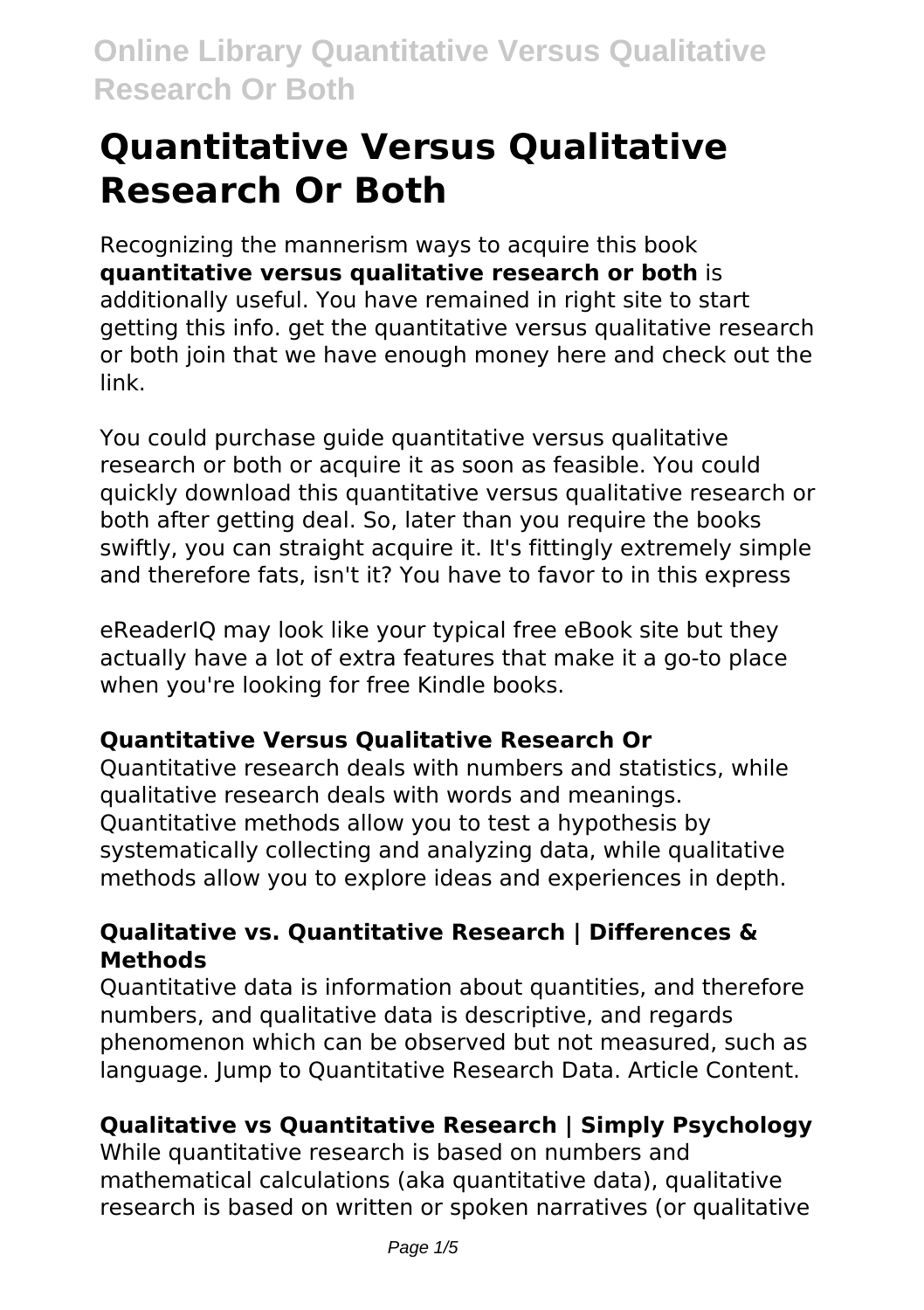# Quantitative Versus Qualitative Research Or Both

Recognizing the mannerism ways to acquire this book **quantitative versus qualitative research or both** is additionally useful. You have remained in right site to start getting this info. get the quantitative versus qualitative research or both join that we have enough money here and check out the link.

You could purchase guide quantitative versus qualitative research or both or acquire it as soon as feasible. You could quickly download this quantitative versus qualitative research or both after getting deal. So, later than you require the books swiftly, you can straight acquire it. It's fittingly extremely simple and therefore fats, isn't it? You have to favor to in this express

eReaderIQ may look like your typical free eBook site but they actually have a lot of extra features that make it a go-to place when you're looking for free Kindle books.

### Quantitative Versus Qualitative Research Or

Quantitative research deals with numbers and statistics, while qualitative research deals with words and meanings. Quantitative methods allow you to test a hypothesis by systematically collecting and analyzing data, while qualitative methods allow you to explore ideas and experiences in depth.

### Qualitative vs. Quantitative Research | Differences & Methods

Quantitative data is information about quantities, and therefore numbers, and qualitative data is descriptive, and regards phenomenon which can be observed but not measured, such as language. Jump to Quantitative Research Data. Article Content.

### Qualitative vs Quantitative Research | Simply Psychology

While quantitative research is based on numbers and mathematical calculations (aka quantitative data), qualitative research is based on written or spoken narratives (or qualitative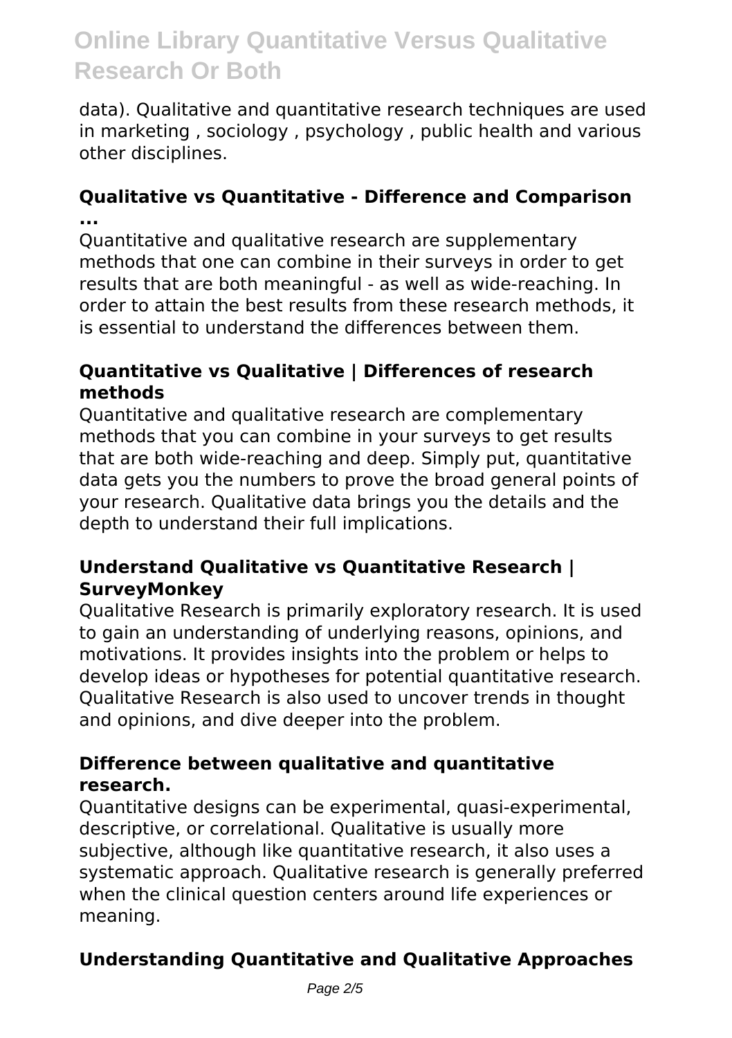data). Qualitative and quantitative research techniques are used in marketing , sociology , psychology , public health and various other disciplines.

### Qualitative vs Quantitative - Difference and Comparison ...

Quantitative and qualitative research are supplementary methods that one can combine in their surveys in order to get results that are both meaningful - as well as wide-reaching. In order to attain the best results from these research methods, it is essential to understand the differences between them.

### Quantitative vs Qualitative | Differences of research methods

Quantitative and qualitative research are complementary methods that you can combine in your surveys to get results that are both wide-reaching and deep. Simply put, quantitative data gets you the numbers to prove the broad general points of your research. Qualitative data brings you the details and the depth to understand their full implications.

### Understand Qualitative vs Quantitative Research | SurveyMonkey

Qualitative Research is primarily exploratory research. It is used to gain an understanding of underlying reasons, opinions, and motivations. It provides insights into the problem or helps to develop ideas or hypotheses for potential quantitative research. Qualitative Research is also used to uncover trends in thought and opinions, and dive deeper into the problem.

### Difference between qualitative and quantitative research.

Quantitative designs can be experimental, quasi-experimental, descriptive, or correlational. Qualitative is usually more subjective, although like quantitative research, it also uses a systematic approach. Qualitative research is generally preferred when the clinical question centers around life experiences or meaning.

### Understanding Quantitative and Qualitative Approaches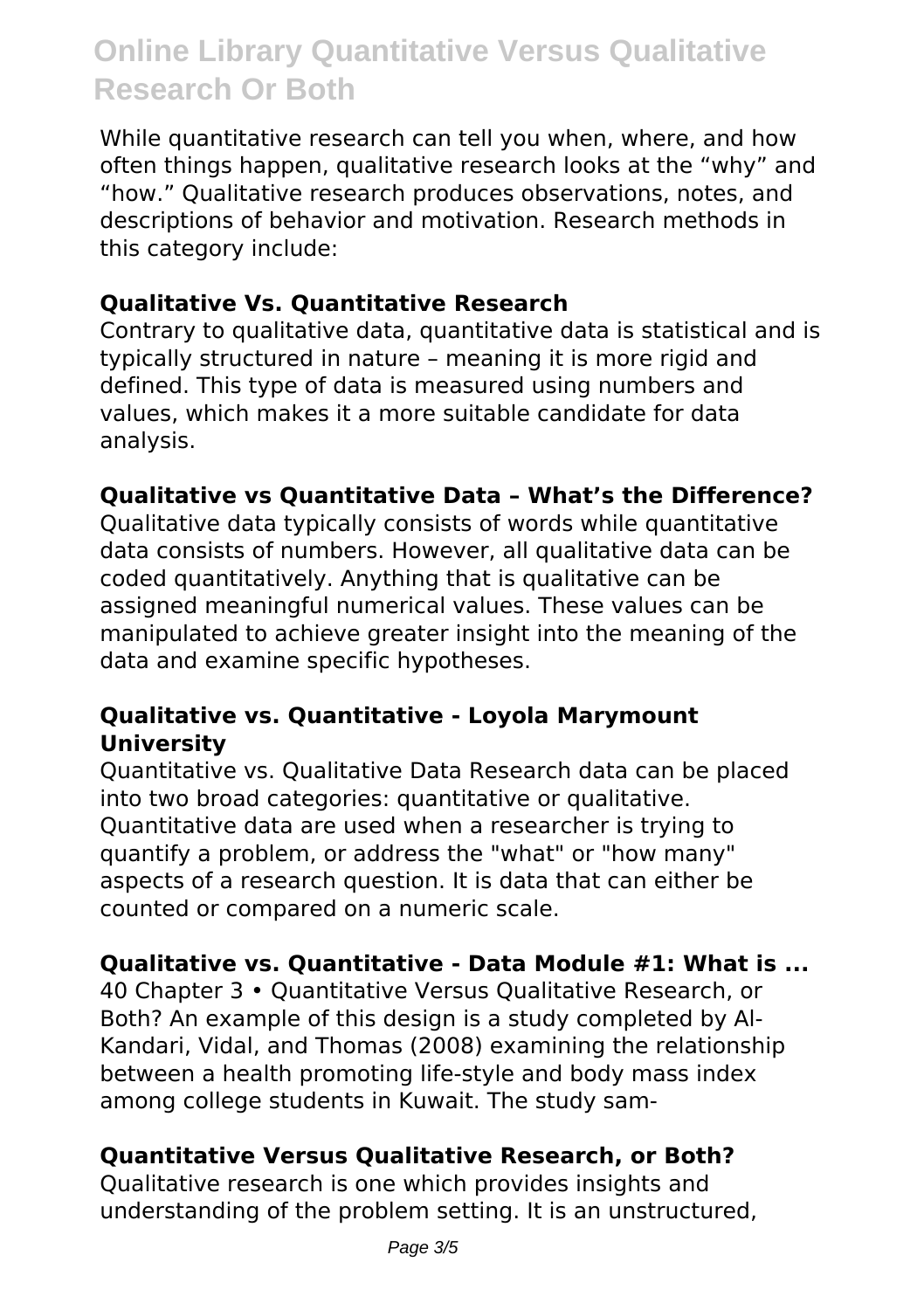While quantitative research can tell you when, where, and how often things happen, qualitative research looks at the "why" and "how." Qualitative research produces observations, notes, and descriptions of behavior and motivation. Research methods in this category include:

### Qualitative Vs. Quantitative Research

Contrary to qualitative data, quantitative data is statistical and is typically structured in nature – meaning it is more rigid and defined. This type of data is measured using numbers and values, which makes it a more suitable candidate for data analysis.

### Qualitative vs Quantitative Data – What's the Difference?

Qualitative data typically consists of words while quantitative data consists of numbers. However, all qualitative data can be coded quantitatively. Anything that is qualitative can be assigned meaningful numerical values. These values can be manipulated to achieve greater insight into the meaning of the data and examine specific hypotheses.

### Qualitative vs. Quantitative - Loyola Marymount University

Quantitative vs. Qualitative Data Research data can be placed into two broad categories: quantitative or qualitative. Quantitative data are used when a researcher is trying to quantify a problem, or address the "what" or "how many" aspects of a research question. It is data that can either be counted or compared on a numeric scale.

### Qualitative vs. Quantitative - Data Module #1: What is ...

40 Chapter 3 • Quantitative Versus Qualitative Research, or Both? An example of this design is a study completed by Al-Kandari, Vidal, and Thomas (2008) examining the relationship between a health promoting life-style and body mass index among college students in Kuwait. The study sam-

### Quantitative Versus Qualitative Research, or Both?

Qualitative research is one which provides insights and understanding of the problem setting. It is an unstructured,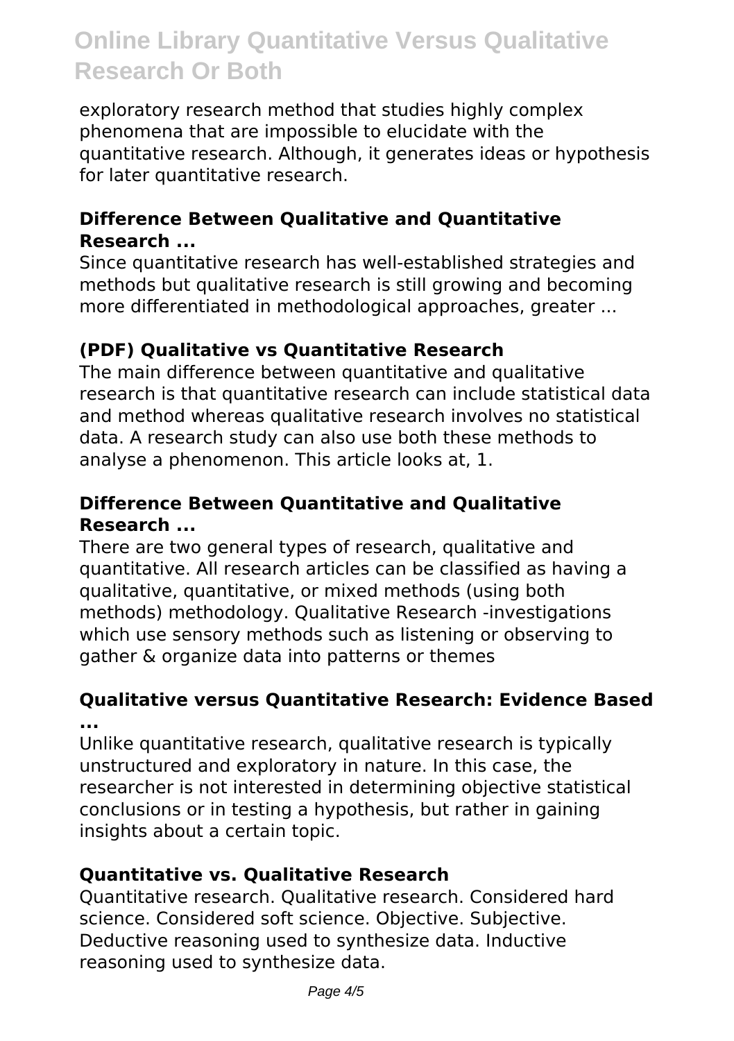exploratory research method that studies highly complex phenomena that are impossible to elucidate with the quantitative research. Although, it generates ideas or hypothesis for later quantitative research.

### Difference Between Qualitative and Quantitative Research ...

Since quantitative research has well-established strategies and methods but qualitative research is still growing and becoming more differentiated in methodological approaches, greater ...

### (PDF) Qualitative vs Quantitative Research

The main difference between quantitative and qualitative research is that quantitative research can include statistical data and method whereas qualitative research involves no statistical data. A research study can also use both these methods to analyse a phenomenon. This article looks at, 1.

### Difference Between Quantitative and Qualitative Research ...

There are two general types of research, qualitative and quantitative. All research articles can be classified as having a qualitative, quantitative, or mixed methods (using both methods) methodology. Qualitative Research -investigations which use sensory methods such as listening or observing to gather & organize data into patterns or themes

### Qualitative versus Quantitative Research: Evidence Based ...

Unlike quantitative research, qualitative research is typically unstructured and exploratory in nature. In this case, the researcher is not interested in determining objective statistical conclusions or in testing a hypothesis, but rather in gaining insights about a certain topic.

### Quantitative vs. Qualitative Research

Quantitative research. Qualitative research. Considered hard science. Considered soft science. Objective. Subjective. Deductive reasoning used to synthesize data. Inductive reasoning used to synthesize data.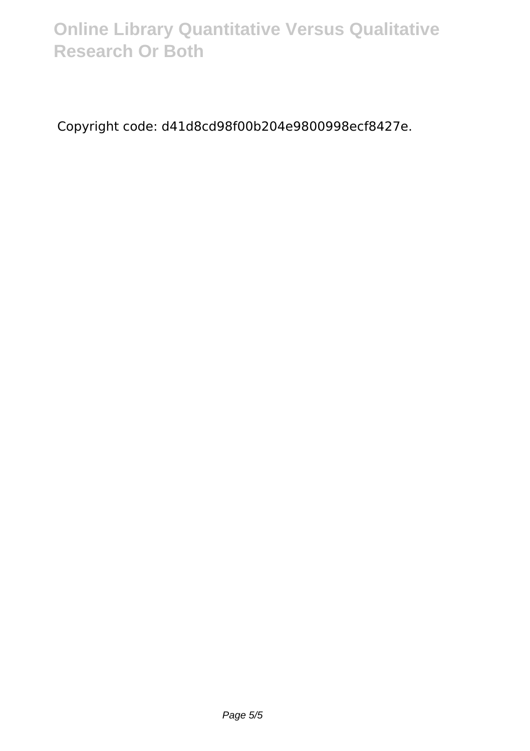Copyright code: d41d8cd98f00b204e9800998ecf8427e.